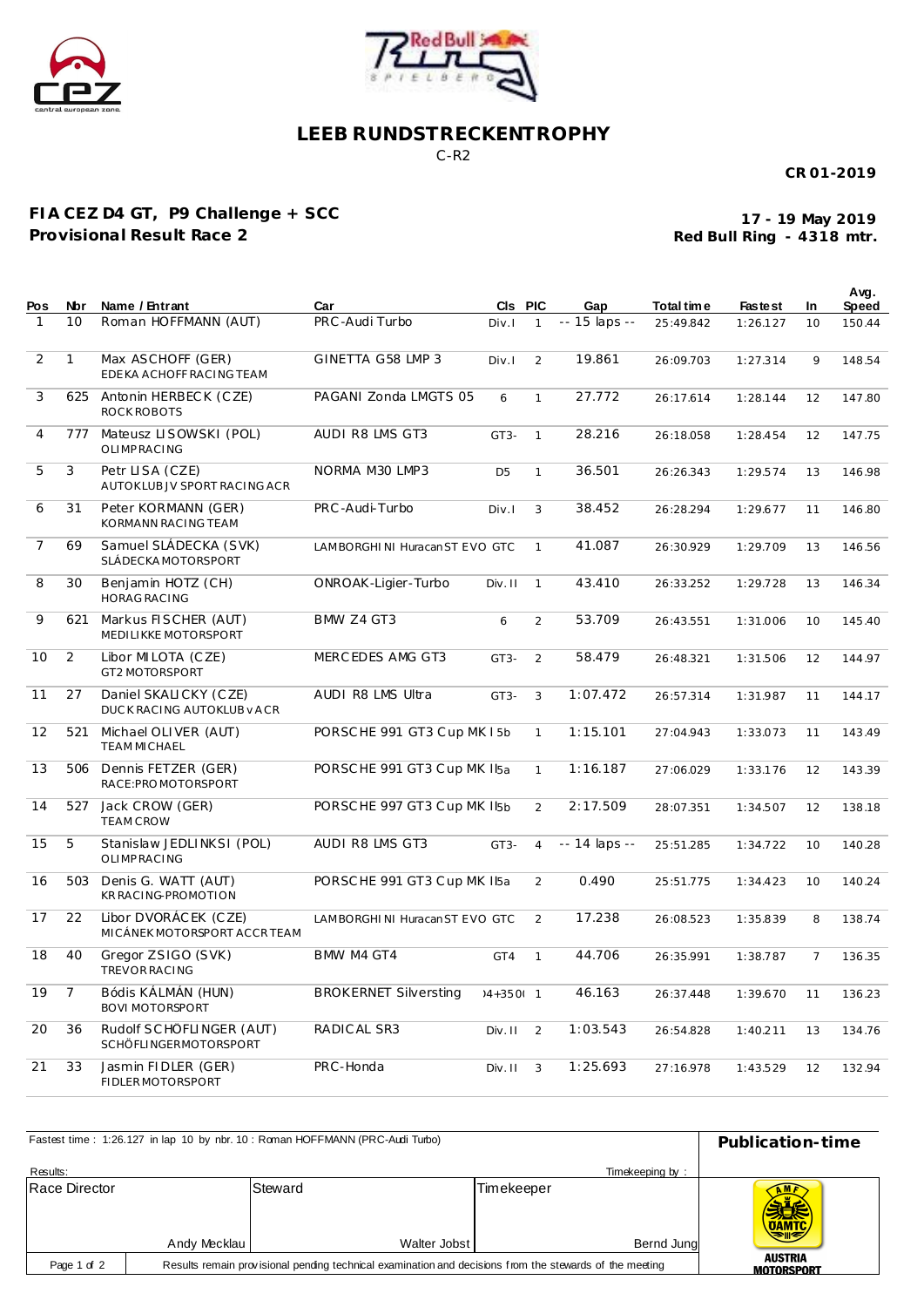# LEEB RUNDSTRECKENTROPHY

C-R2

**CR 01-2019**

**FIA CEZ D4 GT, P9 Challenge + SCC**
**Provisional Result Race 2**

**17 - 19 May 2019**
**Red Bull Ring - 4318 mtr.**

| Pos | Nbr | Name / Entrant | Car | Cls | PIC | Gap | Total time | Fastest | In | Avg. Speed |
|---|---|---|---|---|---|---|---|---|---|---|
| 1 | 10 | Roman HOFFMANN (AUT) | PRC-Audi Turbo | Div.I | 1 | -- 15 laps -- | 25:49.842 | 1:26.127 | 10 | 150.44 |
| 2 | 1 | Max ASCHOFF (GER)<br>EDEKA ACHOFF RACING TEAM | GINETTA G58 LMP 3 | Div.I | 2 | 19.861 | 26:09.703 | 1:27.314 | 9 | 148.54 |
| 3 | 625 | Antonin HERBECK (CZE)<br>ROCK ROBOTS | PAGANI Zonda LMGTS 05 | 6 | 1 | 27.772 | 26:17.614 | 1:28.144 | 12 | 147.80 |
| 4 | 777 | Mateusz LISOWSKI (POL)<br>OLIMP RACING | AUDI R8 LMS GT3 | GT3- | 1 | 28.216 | 26:18.058 | 1:28.454 | 12 | 147.75 |
| 5 | 3 | Petr LISA (CZE)<br>AUTOKLUB JV SPORT RACING ACR | NORMA M30 LMP3 | D5 | 1 | 36.501 | 26:26.343 | 1:29.574 | 13 | 146.98 |
| 6 | 31 | Peter KORMANN (GER)<br>KORMANN RACING TEAM | PRC-Audi-Turbo | Div.I | 3 | 38.452 | 26:28.294 | 1:29.677 | 11 | 146.80 |
| 7 | 69 | Samuel SLÁDECKA (SVK)<br>SLÁDECKA MOTORSPORT | LAMBORGHINI Huracan ST EVO | GTC | 1 | 41.087 | 26:30.929 | 1:29.709 | 13 | 146.56 |
| 8 | 30 | Benjamin HOTZ (CH)<br>HORAG RACING | ONROAK-Ligier-Turbo | Div. II | 1 | 43.410 | 26:33.252 | 1:29.728 | 13 | 146.34 |
| 9 | 621 | Markus FISCHER (AUT)<br>MEDILIKKE MOTORSPORT | BMW Z4 GT3 | 6 | 2 | 53.709 | 26:43.551 | 1:31.006 | 10 | 145.40 |
| 10 | 2 | Libor MILOTA (CZE)<br>GT2 MOTORSPORT | MERCEDES AMG GT3 | GT3- | 2 | 58.479 | 26:48.321 | 1:31.506 | 12 | 144.97 |
| 11 | 27 | Daniel SKALICKY (CZE)<br>DUCK RACING AUTOKLUB v ACR | AUDI R8 LMS Ultra | GT3- | 3 | 1:07.472 | 26:57.314 | 1:31.987 | 11 | 144.17 |
| 12 | 521 | Michael OLIVER (AUT)<br>TEAM MICHAEL | PORSCHE 991 GT3 Cup MK I | 5b | 1 | 1:15.101 | 27:04.943 | 1:33.073 | 11 | 143.49 |
| 13 | 506 | Dennis FETZER (GER)<br>RACE:PRO MOTORSPORT | PORSCHE 991 GT3 Cup MK II | 5a | 1 | 1:16.187 | 27:06.029 | 1:33.176 | 12 | 143.39 |
| 14 | 527 | Jack CROW (GER)<br>TEAM CROW | PORSCHE 997 GT3 Cup MK II | 5b | 2 | 2:17.509 | 28:07.351 | 1:34.507 | 12 | 138.18 |
| 15 | 5 | Stanislaw JEDLINKSI (POL)<br>OLIMP RACING | AUDI R8 LMS GT3 | GT3- | 4 | -- 14 laps -- | 25:51.285 | 1:34.722 | 10 | 140.28 |
| 16 | 503 | Denis G. WATT (AUT)<br>KR RACING-PROMOTION | PORSCHE 991 GT3 Cup MK II | 5a | 2 | 0.490 | 25:51.775 | 1:34.423 | 10 | 140.24 |
| 17 | 22 | Libor DVORÁCEK (CZE)<br>MICÁNEK MOTORSPORT ACCR TEAM | LAMBORGHINI Huracan ST EVO | GTC | 2 | 17.238 | 26:08.523 | 1:35.839 | 8 | 138.74 |
| 18 | 40 | Gregor ZSIGO (SVK)<br>TREVOR RACING | BMW M4 GT4 | GT4 | 1 | 44.706 | 26:35.991 | 1:38.787 | 7 | 136.35 |
| 19 | 7 | Bódis KÁLMÁN (HUN)<br>BOVI MOTORSPORT | BROKERNET Silversting | )4+350( | 1 | 46.163 | 26:37.448 | 1:39.670 | 11 | 136.23 |
| 20 | 36 | Rudolf SCHÖFLINGER (AUT)<br>SCHÖFLINGER MOTORSPORT | RADICAL SR3 | Div. II | 2 | 1:03.543 | 26:54.828 | 1:40.211 | 13 | 134.76 |
| 21 | 33 | Jasmin FIDLER (GER)<br>FIDLER MOTORSPORT | PRC-Honda | Div. II | 3 | 1:25.693 | 27:16.978 | 1:43.529 | 12 | 132.94 |

Fastest time : 1:26.127 in lap 10 by nbr. 10 : Roman HOFFMANN (PRC-Audi Turbo)

**Publication-time**

Results:

Timekeeping by :

| Race Director | Steward | Timekeeper |
|---|---|---|
| Andy Mecklau | Walter Jobst | Bernd Jung |

Results remain provisional pending technical examination and decisions from the stewards of the meeting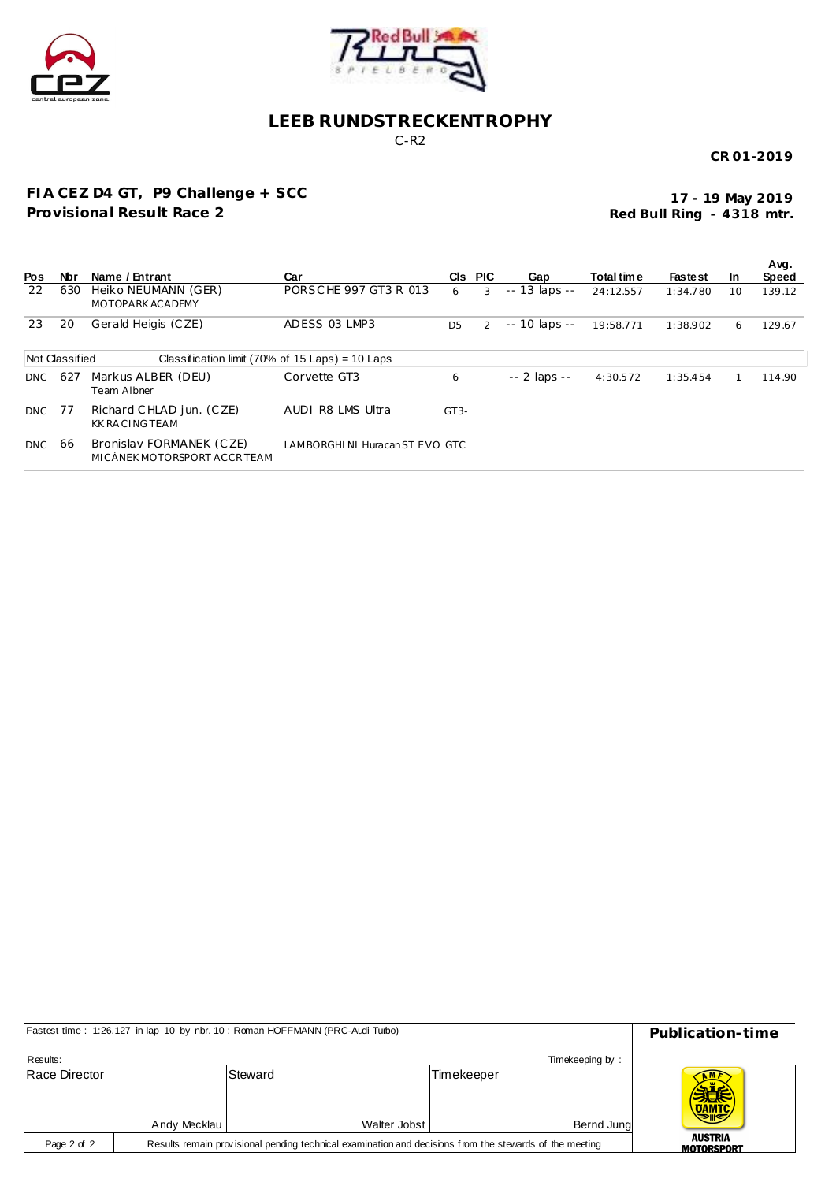# LEEB RUNDSTRECKENTROPHY

C-R2

**CR 01-2019**

**FIA CEZ D4 GT, P9 Challenge + SCC**
**Provisional Result Race 2**

**17 - 19 May 2019**
**Red Bull Ring - 4318 mtr.**

| Pos | Nbr | Name / Entrant | Car | Cls | PIC | Gap | Total time | Fastest | In | Avg. Speed |
|---|---|---|---|---|---|---|---|---|---|---|
| 22 | 630 | Heiko NEUMANN (GER) MOTOPARK ACADEMY | PORSCHE 997 GT3 R 013 | 6 | 3 | -- 13 laps -- | 24:12.557 | 1:34.780 | 10 | 139.12 |
| 23 | 20 | Gerald Heigis (CZE) | ADESS 03 LMP3 | D5 | 2 | -- 10 laps -- | 19:58.771 | 1:38.902 | 6 | 129.67 |
| Not Classified | | Classification limit (70% of 15 Laps) = 10 Laps | | | | | | | | |
| DNC | 627 | Markus ALBER (DEU) Team Albner | Corvette GT3 | 6 | | -- 2 laps -- | 4:30.572 | 1:35.454 | 1 | 114.90 |
| DNC | 77 | Richard CHLAD jun. (CZE) KK RACING TEAM | AUDI R8 LMS Ultra | GT3- | | | | | | |
| DNC | 66 | Bronislav FORMANEK (CZE) MICÁNEK MOTORSPORT ACCR TEAM | LAMBORGHINI Huracan ST EVO GTC | | | | | | | |

Fastest time : 1:26.127 in lap 10 by nbr. 10 : Roman HOFFMANN (PRC-Audi Turbo)

**Publication-time**

Results:

Timekeeping by :

| Race Director | Steward | Timekeeper |
|---|---|---|
| Andy Mecklau | Walter Jobst | Bernd Jung |

Results remain provisional pending technical examination and decisions from the stewards of the meeting

AUSTRIA MOTORSPORT